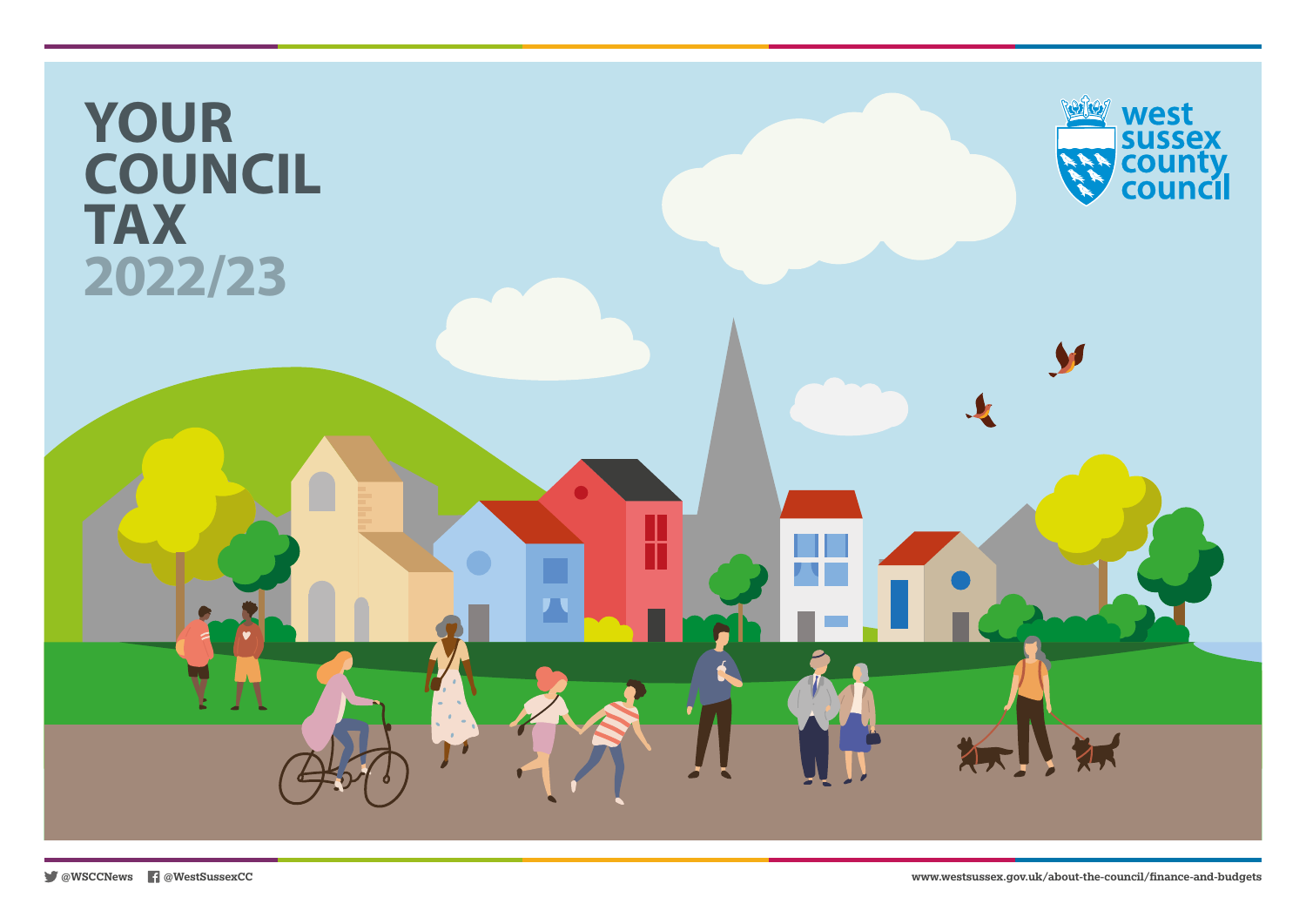# YOUR COUNCIL TAX 2022/23

west sussex county council

@WSCCNews @WestSussexCC

www.westsussex.gov.uk/about-the-council/finance-and-budgets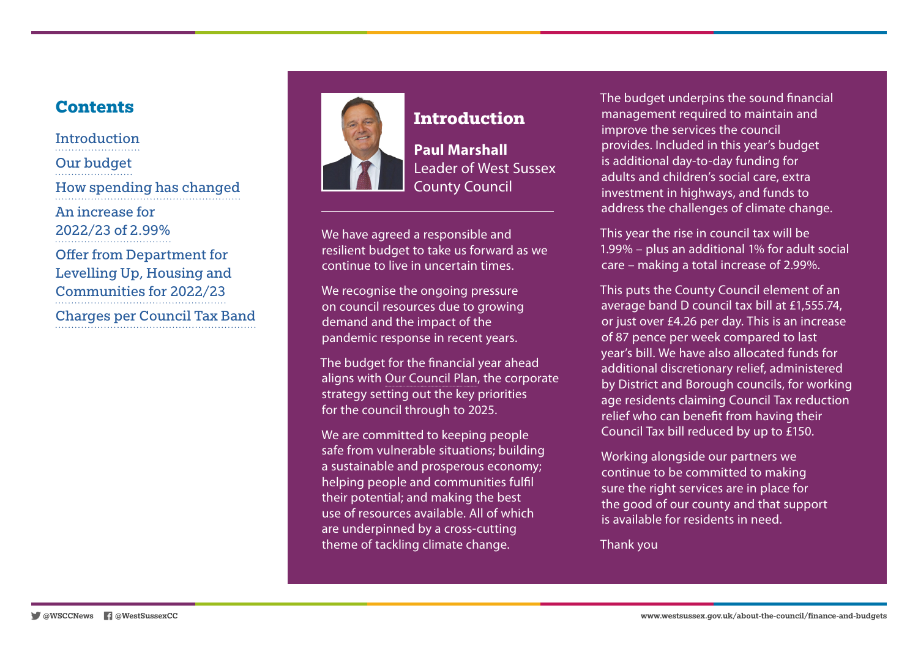## Contents

- Introduction
- Our budget
- How spending has changed
- An increase for 2022/23 of 2.99%
- Offer from Department for Levelling Up, Housing and Communities for 2022/23
- Charges per Council Tax Band

## Introduction

**Paul Marshall**
Leader of West Sussex County Council

We have agreed a responsible and resilient budget to take us forward as we continue to live in uncertain times.

We recognise the ongoing pressure on council resources due to growing demand and the impact of the pandemic response in recent years.

The budget for the financial year ahead aligns with Our Council Plan, the corporate strategy setting out the key priorities for the council through to 2025.

We are committed to keeping people safe from vulnerable situations; building a sustainable and prosperous economy; helping people and communities fulfil their potential; and making the best use of resources available. All of which are underpinned by a cross-cutting theme of tackling climate change.

The budget underpins the sound financial management required to maintain and improve the services the council provides. Included in this year's budget is additional day-to-day funding for adults and children's social care, extra investment in highways, and funds to address the challenges of climate change.

This year the rise in council tax will be 1.99% – plus an additional 1% for adult social care – making a total increase of 2.99%.

This puts the County Council element of an average band D council tax bill at £1,555.74, or just over £4.26 per day. This is an increase of 87 pence per week compared to last year's bill. We have also allocated funds for additional discretionary relief, administered by District and Borough councils, for working age residents claiming Council Tax reduction relief who can benefit from having their Council Tax bill reduced by up to £150.

Working alongside our partners we continue to be committed to making sure the right services are in place for the good of our county and that support is available for residents in need.

Thank you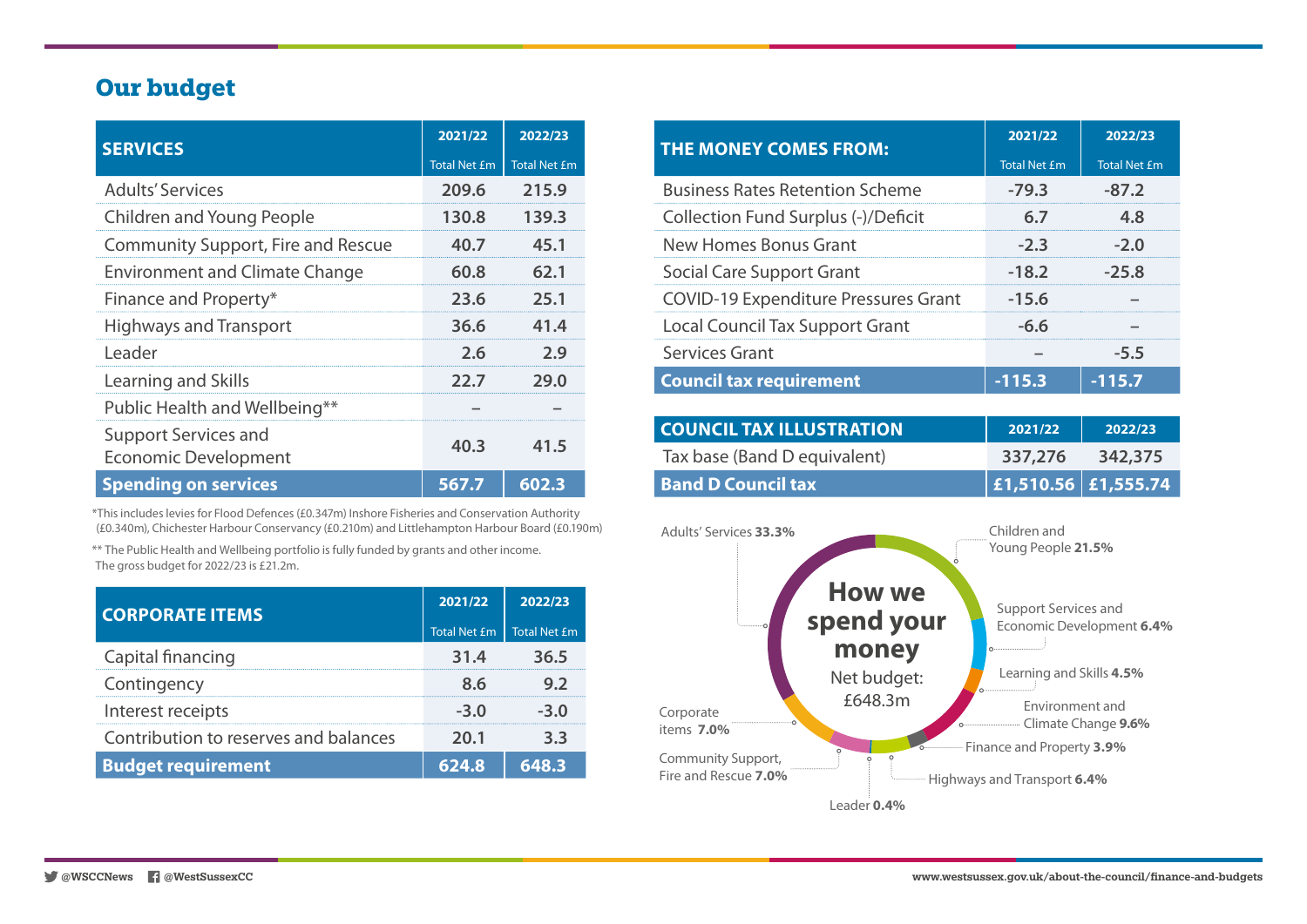## Our budget

| SERVICES | 2021/22 Total Net £m | 2022/23 Total Net £m |
|---|---|---|
| Adults' Services | 209.6 | 215.9 |
| Children and Young People | 130.8 | 139.3 |
| Community Support, Fire and Rescue | 40.7 | 45.1 |
| Environment and Climate Change | 60.8 | 62.1 |
| Finance and Property* | 23.6 | 25.1 |
| Highways and Transport | 36.6 | 41.4 |
| Leader | 2.6 | 2.9 |
| Learning and Skills | 22.7 | 29.0 |
| Public Health and Wellbeing** | – | – |
| Support Services and Economic Development | 40.3 | 41.5 |
| **Spending on services** | **567.7** | **602.3** |

*This includes levies for Flood Defences (£0.347m) Inshore Fisheries and Conservation Authority (£0.340m), Chichester Harbour Conservancy (£0.210m) and Littlehampton Harbour Board (£0.190m)

** The Public Health and Wellbeing portfolio is fully funded by grants and other income. The gross budget for 2022/23 is £21.2m.

| CORPORATE ITEMS | 2021/22 Total Net £m | 2022/23 Total Net £m |
|---|---|---|
| Capital financing | 31.4 | 36.5 |
| Contingency | 8.6 | 9.2 |
| Interest receipts | -3.0 | -3.0 |
| Contribution to reserves and balances | 20.1 | 3.3 |
| **Budget requirement** | **624.8** | **648.3** |

| THE MONEY COMES FROM: | 2021/22 Total Net £m | 2022/23 Total Net £m |
|---|---|---|
| Business Rates Retention Scheme | -79.3 | -87.2 |
| Collection Fund Surplus (-)/Deficit | 6.7 | 4.8 |
| New Homes Bonus Grant | -2.3 | -2.0 |
| Social Care Support Grant | -18.2 | -25.8 |
| COVID-19 Expenditure Pressures Grant | -15.6 | – |
| Local Council Tax Support Grant | -6.6 | – |
| Services Grant | – | -5.5 |
| **Council tax requirement** | **-115.3** | **-115.7** |

| COUNCIL TAX ILLUSTRATION | 2021/22 | 2022/23 |
|---|---|---|
| Tax base (Band D equivalent) | 337,276 | 342,375 |
| **Band D Council tax** | **£1,510.56** | **£1,555.74** |

**How we spend your money**

Net budget: £648.3m

- Adults' Services **33.3%**
- Children and Young People **21.5%**
- Support Services and Economic Development **6.4%**
- Learning and Skills **4.5%**
- Environment and Climate Change **9.6%**
- Finance and Property **3.9%**
- Highways and Transport **6.4%**
- Leader **0.4%**
- Community Support, Fire and Rescue **7.0%**
- Corporate items **7.0%**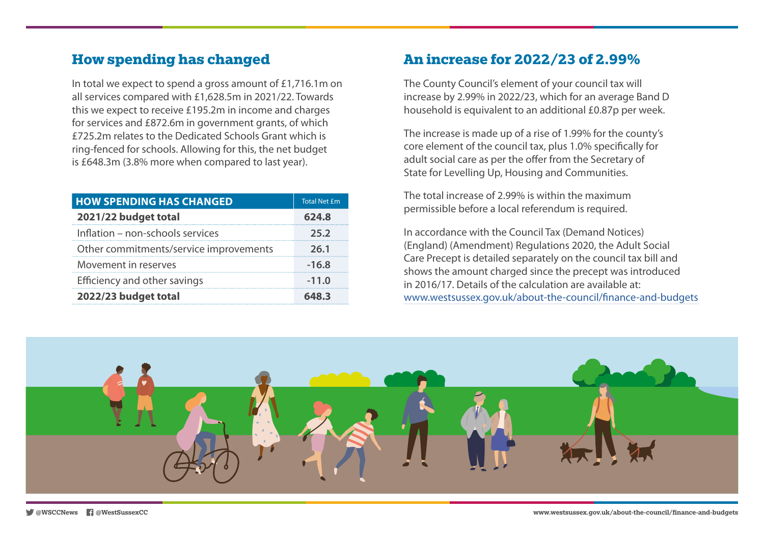## How spending has changed

In total we expect to spend a gross amount of £1,716.1m on all services compared with £1,628.5m in 2021/22. Towards this we expect to receive £195.2m in income and charges for services and £872.6m in government grants, of which £725.2m relates to the Dedicated Schools Grant which is ring-fenced for schools. Allowing for this, the net budget is £648.3m (3.8% more when compared to last year).

| HOW SPENDING HAS CHANGED | Total Net £m |
|---|---|
| **2021/22 budget total** | **624.8** |
| Inflation – non-schools services | 25.2 |
| Other commitments/service improvements | 26.1 |
| Movement in reserves | -16.8 |
| Efficiency and other savings | -11.0 |
| **2022/23 budget total** | **648.3** |

## An increase for 2022/23 of 2.99%

The County Council's element of your council tax will increase by 2.99% in 2022/23, which for an average Band D household is equivalent to an additional £0.87p per week.

The increase is made up of a rise of 1.99% for the county's core element of the council tax, plus 1.0% specifically for adult social care as per the offer from the Secretary of State for Levelling Up, Housing and Communities.

The total increase of 2.99% is within the maximum permissible before a local referendum is required.

In accordance with the Council Tax (Demand Notices) (England) (Amendment) Regulations 2020, the Adult Social Care Precept is detailed separately on the council tax bill and shows the amount charged since the precept was introduced in 2016/17. Details of the calculation are available at: www.westsussex.gov.uk/about-the-council/finance-and-budgets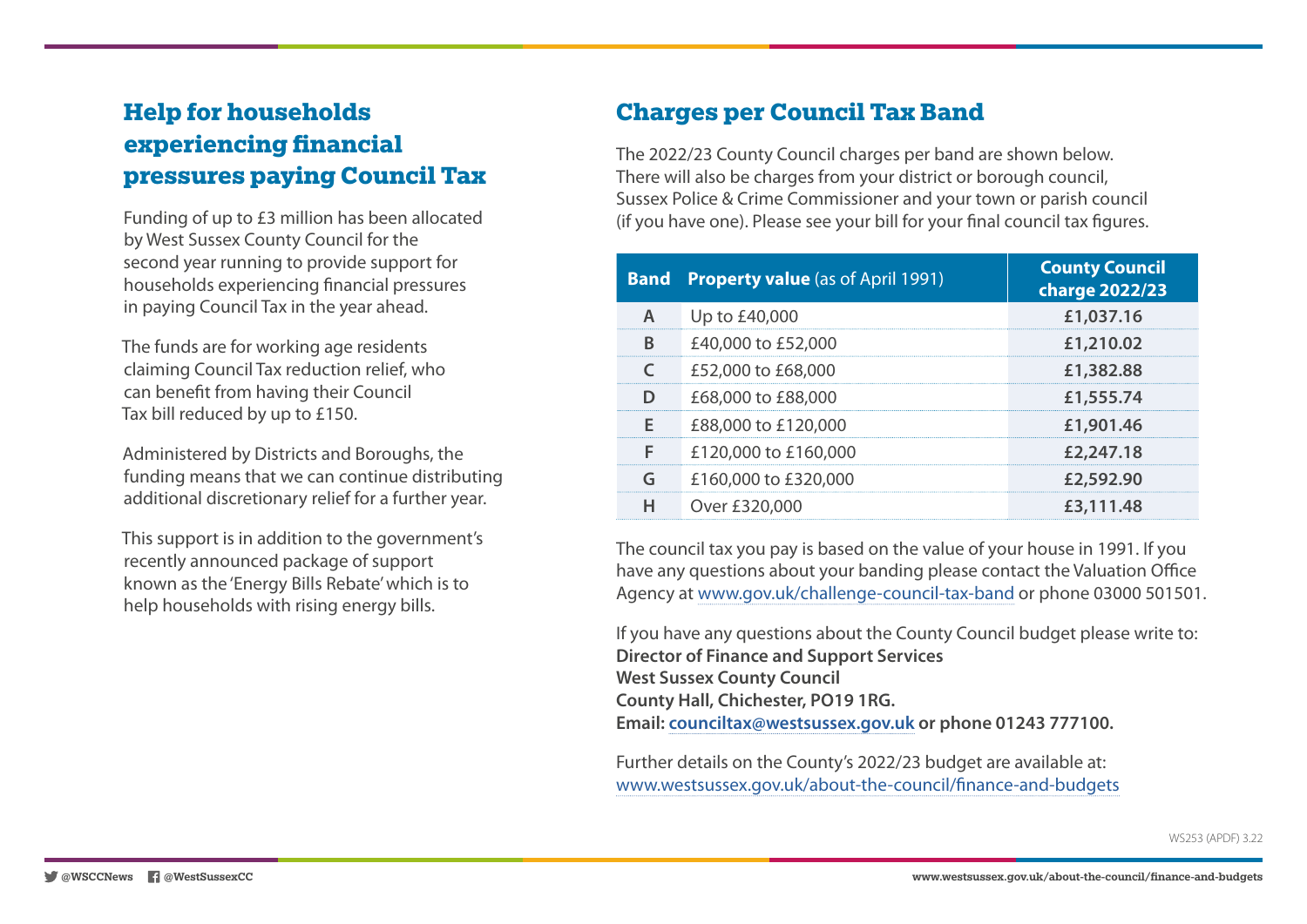## Help for households experiencing financial pressures paying Council Tax

Funding of up to £3 million has been allocated by West Sussex County Council for the second year running to provide support for households experiencing financial pressures in paying Council Tax in the year ahead.

The funds are for working age residents claiming Council Tax reduction relief, who can benefit from having their Council Tax bill reduced by up to £150.

Administered by Districts and Boroughs, the funding means that we can continue distributing additional discretionary relief for a further year.

This support is in addition to the government's recently announced package of support known as the 'Energy Bills Rebate' which is to help households with rising energy bills.

## Charges per Council Tax Band

The 2022/23 County Council charges per band are shown below. There will also be charges from your district or borough council, Sussex Police & Crime Commissioner and your town or parish council (if you have one). Please see your bill for your final council tax figures.

| Band | **Property value** (as of April 1991) | County Council charge 2022/23 |
|---|---|---|
| A | Up to £40,000 | **£1,037.16** |
| B | £40,000 to £52,000 | **£1,210.02** |
| C | £52,000 to £68,000 | **£1,382.88** |
| D | £68,000 to £88,000 | **£1,555.74** |
| E | £88,000 to £120,000 | **£1,901.46** |
| F | £120,000 to £160,000 | **£2,247.18** |
| G | £160,000 to £320,000 | **£2,592.90** |
| H | Over £320,000 | **£3,111.48** |

The council tax you pay is based on the value of your house in 1991. If you have any questions about your banding please contact the Valuation Office Agency at www.gov.uk/challenge-council-tax-band or phone 03000 501501.

If you have any questions about the County Council budget please write to:
**Director of Finance and Support Services**
**West Sussex County Council**
**County Hall, Chichester, PO19 1RG.**
**Email: counciltax@westsussex.gov.uk or phone 01243 777100.**

Further details on the County's 2022/23 budget are available at:
www.westsussex.gov.uk/about-the-council/finance-and-budgets

WS253 (APDF) 3.22

@WSCCNews @WestSussexCC

www.westsussex.gov.uk/about-the-council/finance-and-budgets